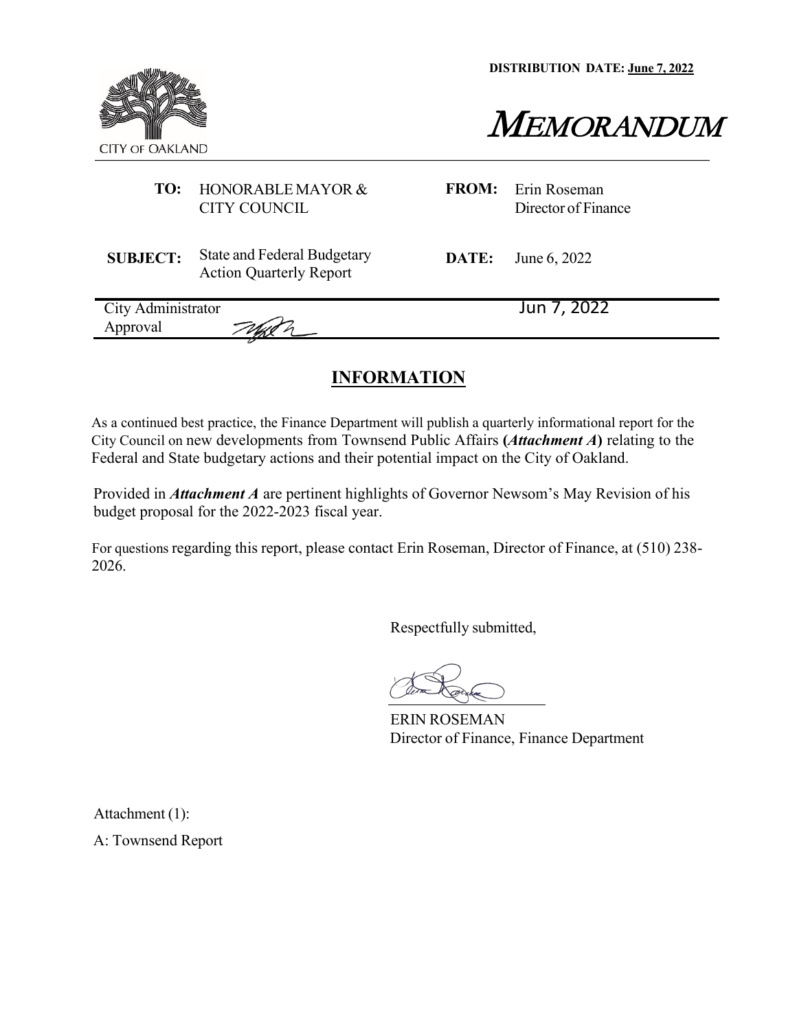CITY OF OAKLAND

**DISTRIBUTION DATE: June 7, 2022**

# MEMORANDUM

| | | | |
|---|---|---|---|
| **TO:** | HONORABLE MAYOR & CITY COUNCIL | **FROM:** | Erin Roseman Director of Finance |
| **SUBJECT:** | State and Federal Budgetary Action Quarterly Report | **DATE:** | June 6, 2022 |

City Administrator Approval ________ Jun 7, 2022

## INFORMATION

As a continued best practice, the Finance Department will publish a quarterly informational report for the City Council on new developments from Townsend Public Affairs **(*Attachment A*)** relating to the Federal and State budgetary actions and their potential impact on the City of Oakland.

Provided in ***Attachment A*** are pertinent highlights of Governor Newsom's May Revision of his budget proposal for the 2022-2023 fiscal year.

For questions regarding this report, please contact Erin Roseman, Director of Finance, at (510) 238-2026.

Respectfully submitted,

ERIN ROSEMAN
Director of Finance, Finance Department

Attachment (1):

A: Townsend Report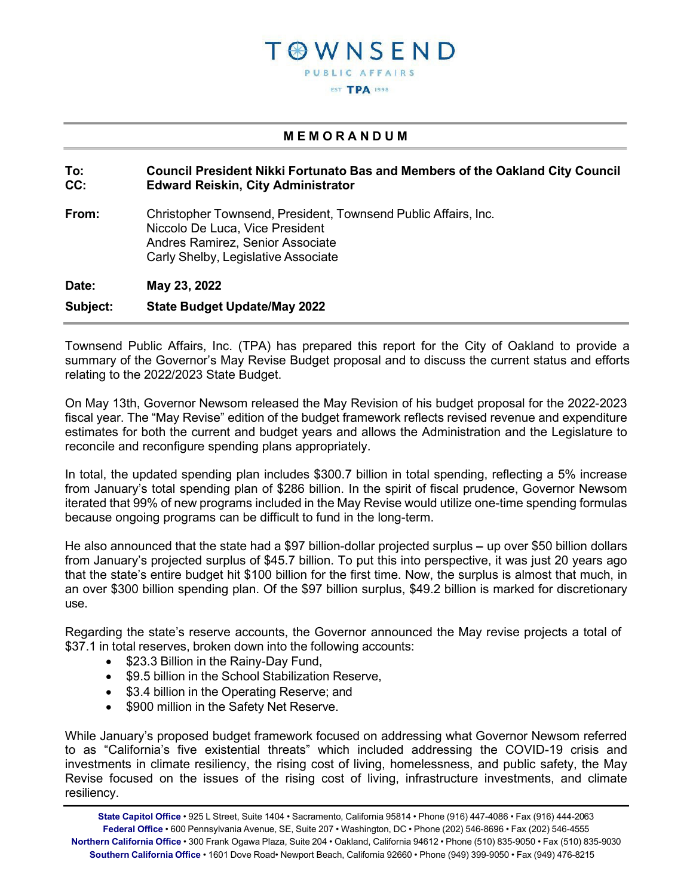# TOWNSEND

PUBLIC AFFAIRS

EST TPA 1998

## MEMORANDUM

**To:** **Council President Nikki Fortunato Bas and Members of the Oakland City Council**
**CC:** **Edward Reiskin, City Administrator**

**From:** Christopher Townsend, President, Townsend Public Affairs, Inc.
Niccolo De Luca, Vice President
Andres Ramirez, Senior Associate
Carly Shelby, Legislative Associate

**Date:** **May 23, 2022**

**Subject:** **State Budget Update/May 2022**

Townsend Public Affairs, Inc. (TPA) has prepared this report for the City of Oakland to provide a summary of the Governor's May Revise Budget proposal and to discuss the current status and efforts relating to the 2022/2023 State Budget.

On May 13th, Governor Newsom released the May Revision of his budget proposal for the 2022-2023 fiscal year. The "May Revise" edition of the budget framework reflects revised revenue and expenditure estimates for both the current and budget years and allows the Administration and the Legislature to reconcile and reconfigure spending plans appropriately.

In total, the updated spending plan includes $300.7 billion in total spending, reflecting a 5% increase from January's total spending plan of $286 billion. In the spirit of fiscal prudence, Governor Newsom iterated that 99% of new programs included in the May Revise would utilize one-time spending formulas because ongoing programs can be difficult to fund in the long-term.

He also announced that the state had a $97 billion-dollar projected surplus **–** up over $50 billion dollars from January's projected surplus of $45.7 billion. To put this into perspective, it was just 20 years ago that the state's entire budget hit $100 billion for the first time. Now, the surplus is almost that much, in an over $300 billion spending plan. Of the $97 billion surplus, $49.2 billion is marked for discretionary use.

Regarding the state's reserve accounts, the Governor announced the May revise projects a total of $37.1 in total reserves, broken down into the following accounts:

- $23.3 Billion in the Rainy-Day Fund,
- $9.5 billion in the School Stabilization Reserve,
- $3.4 billion in the Operating Reserve; and
- $900 million in the Safety Net Reserve.

While January's proposed budget framework focused on addressing what Governor Newsom referred to as "California's five existential threats" which included addressing the COVID-19 crisis and investments in climate resiliency, the rising cost of living, homelessness, and public safety, the May Revise focused on the issues of the rising cost of living, infrastructure investments, and climate resiliency.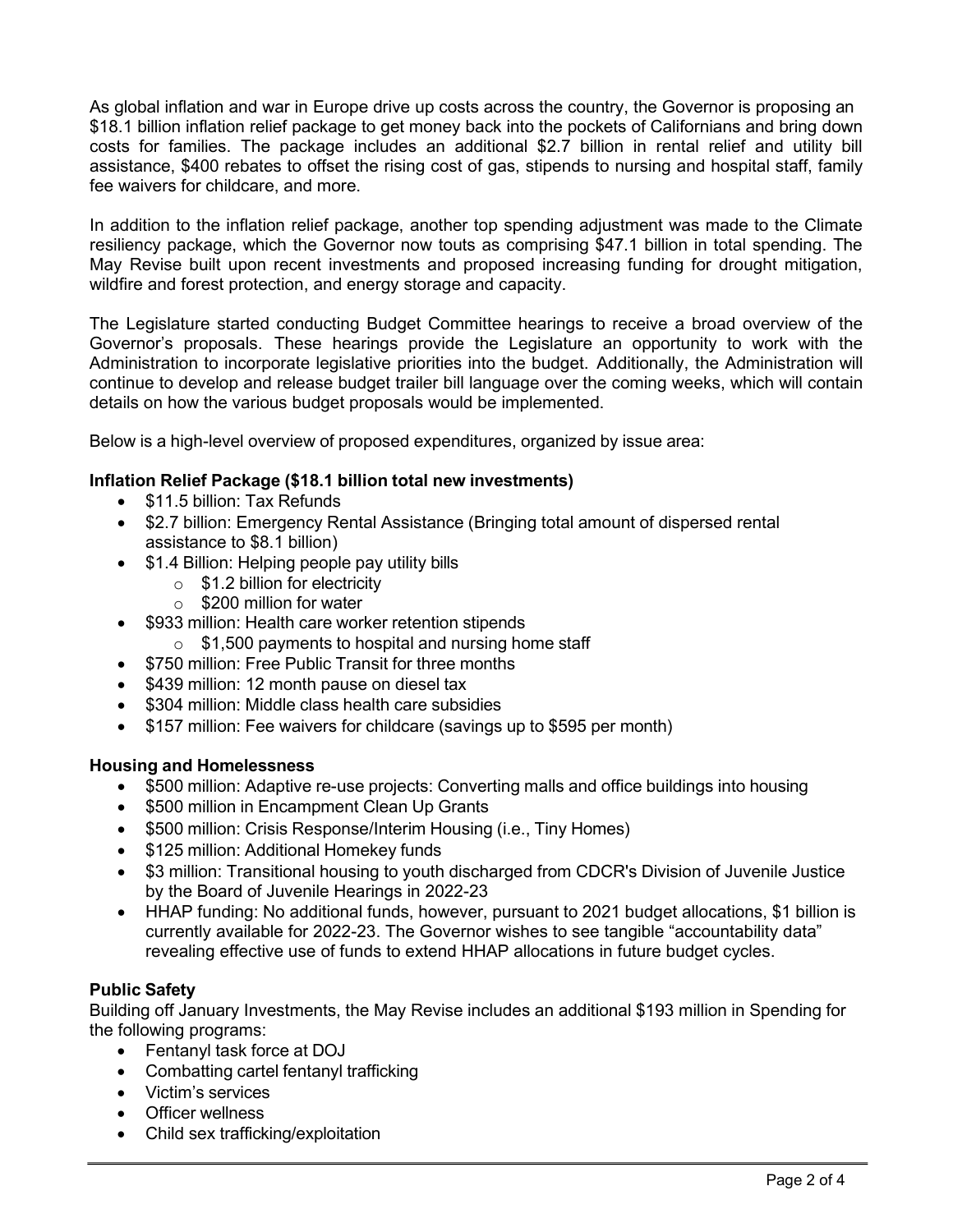As global inflation and war in Europe drive up costs across the country, the Governor is proposing an $18.1 billion inflation relief package to get money back into the pockets of Californians and bring down costs for families. The package includes an additional $2.7 billion in rental relief and utility bill assistance, $400 rebates to offset the rising cost of gas, stipends to nursing and hospital staff, family fee waivers for childcare, and more.

In addition to the inflation relief package, another top spending adjustment was made to the Climate resiliency package, which the Governor now touts as comprising $47.1 billion in total spending. The May Revise built upon recent investments and proposed increasing funding for drought mitigation, wildfire and forest protection, and energy storage and capacity.

The Legislature started conducting Budget Committee hearings to receive a broad overview of the Governor's proposals. These hearings provide the Legislature an opportunity to work with the Administration to incorporate legislative priorities into the budget. Additionally, the Administration will continue to develop and release budget trailer bill language over the coming weeks, which will contain details on how the various budget proposals would be implemented.

Below is a high-level overview of proposed expenditures, organized by issue area:

**Inflation Relief Package ($18.1 billion total new investments)**

- $11.5 billion: Tax Refunds
- $2.7 billion: Emergency Rental Assistance (Bringing total amount of dispersed rental assistance to $8.1 billion)
- $1.4 Billion: Helping people pay utility bills
  - $1.2 billion for electricity
  - $200 million for water
- $933 million: Health care worker retention stipends
  - $1,500 payments to hospital and nursing home staff
- $750 million: Free Public Transit for three months
- $439 million: 12 month pause on diesel tax
- $304 million: Middle class health care subsidies
- $157 million: Fee waivers for childcare (savings up to $595 per month)

**Housing and Homelessness**

- $500 million: Adaptive re-use projects: Converting malls and office buildings into housing
- $500 million in Encampment Clean Up Grants
- $500 million: Crisis Response/Interim Housing (i.e., Tiny Homes)
- $125 million: Additional Homekey funds
- $3 million: Transitional housing to youth discharged from CDCR's Division of Juvenile Justice by the Board of Juvenile Hearings in 2022-23
- HHAP funding: No additional funds, however, pursuant to 2021 budget allocations, $1 billion is currently available for 2022-23. The Governor wishes to see tangible "accountability data" revealing effective use of funds to extend HHAP allocations in future budget cycles.

**Public Safety**

Building off January Investments, the May Revise includes an additional $193 million in Spending for the following programs:

- Fentanyl task force at DOJ
- Combatting cartel fentanyl trafficking
- Victim's services
- Officer wellness
- Child sex trafficking/exploitation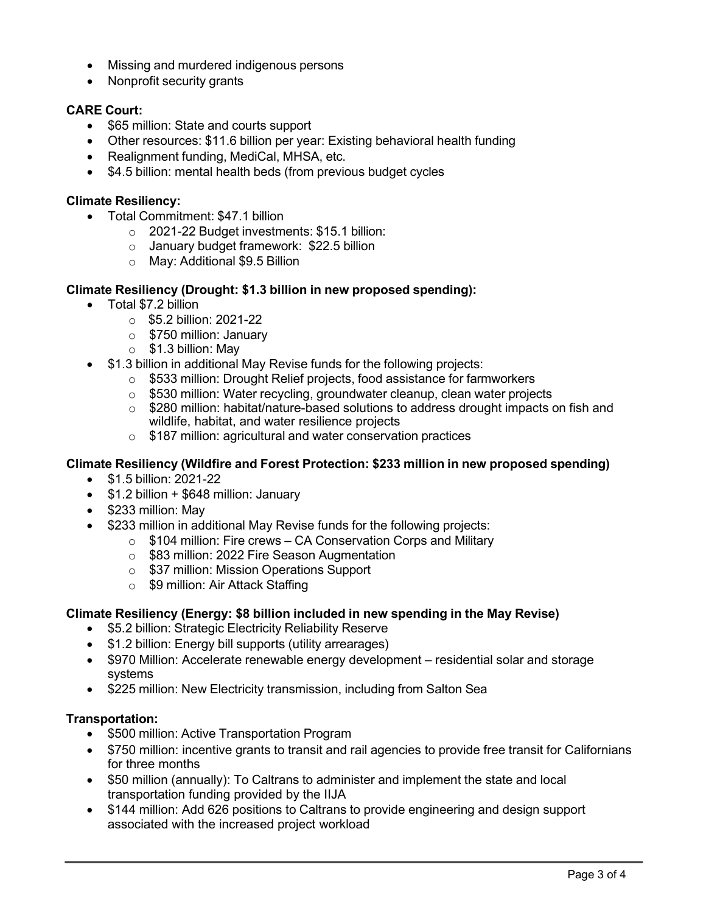- Missing and murdered indigenous persons
- Nonprofit security grants

**CARE Court:**

- $65 million: State and courts support
- Other resources: $11.6 billion per year: Existing behavioral health funding
- Realignment funding, MediCal, MHSA, etc.
- $4.5 billion: mental health beds (from previous budget cycles

**Climate Resiliency:**

- Total Commitment: $47.1 billion
  - 2021-22 Budget investments: $15.1 billion:
  - January budget framework: $22.5 billion
  - May: Additional $9.5 Billion

**Climate Resiliency (Drought: $1.3 billion in new proposed spending):**

- Total $7.2 billion
  - $5.2 billion: 2021-22
  - $750 million: January
  - $1.3 billion: May
- $1.3 billion in additional May Revise funds for the following projects:
  - $533 million: Drought Relief projects, food assistance for farmworkers
  - $530 million: Water recycling, groundwater cleanup, clean water projects
  - $280 million: habitat/nature-based solutions to address drought impacts on fish and wildlife, habitat, and water resilience projects
  - $187 million: agricultural and water conservation practices

**Climate Resiliency (Wildfire and Forest Protection: $233 million in new proposed spending)**

- $1.5 billion: 2021-22
- $1.2 billion + $648 million: January
- $233 million: May
- $233 million in additional May Revise funds for the following projects:
  - $104 million: Fire crews – CA Conservation Corps and Military
  - $83 million: 2022 Fire Season Augmentation
  - $37 million: Mission Operations Support
  - $9 million: Air Attack Staffing

**Climate Resiliency (Energy: $8 billion included in new spending in the May Revise)**

- $5.2 billion: Strategic Electricity Reliability Reserve
- $1.2 billion: Energy bill supports (utility arrearages)
- $970 Million: Accelerate renewable energy development – residential solar and storage systems
- $225 million: New Electricity transmission, including from Salton Sea

**Transportation:**

- $500 million: Active Transportation Program
- $750 million: incentive grants to transit and rail agencies to provide free transit for Californians for three months
- $50 million (annually): To Caltrans to administer and implement the state and local transportation funding provided by the IIJA
- $144 million: Add 626 positions to Caltrans to provide engineering and design support associated with the increased project workload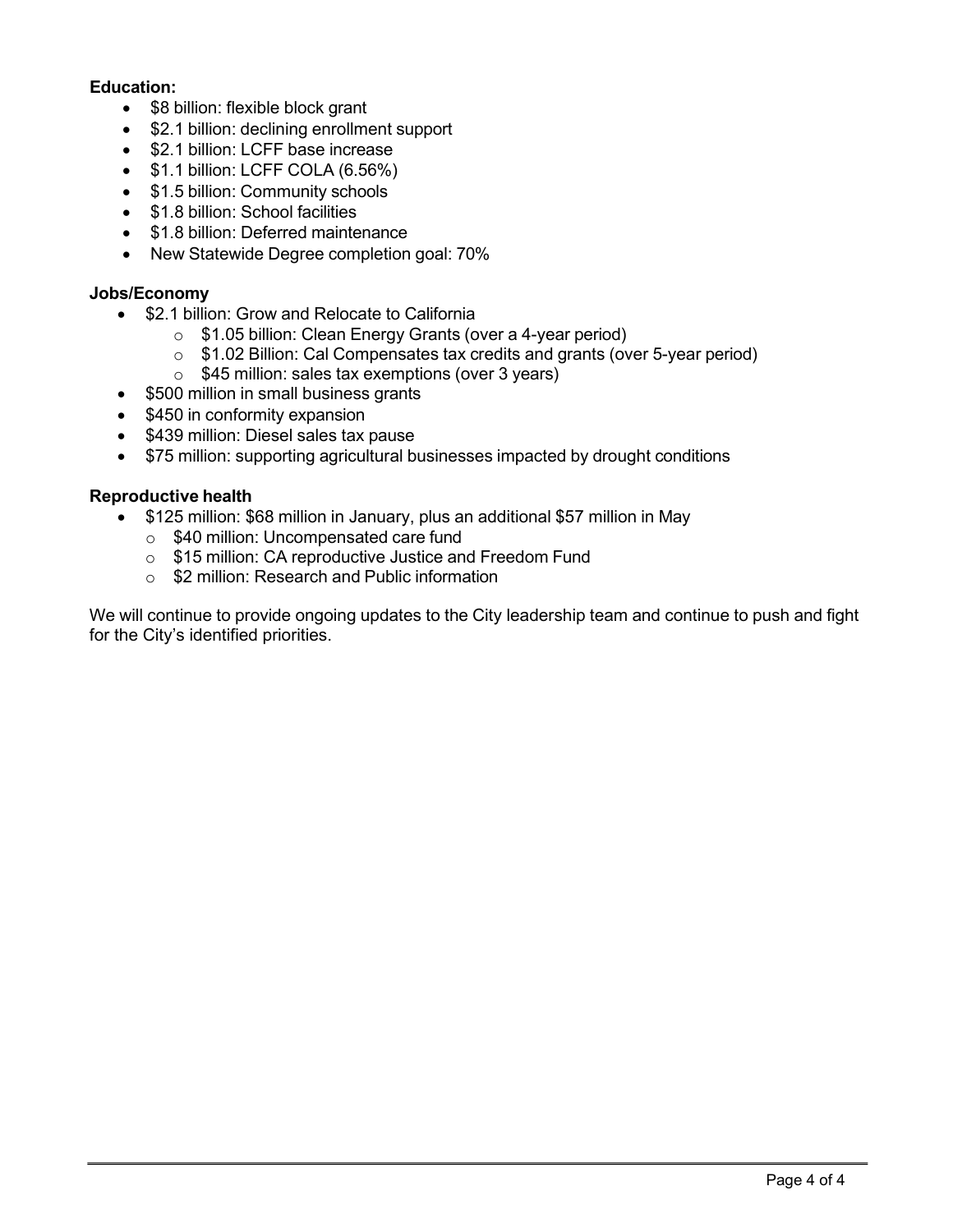**Education:**

- \$8 billion: flexible block grant
- \$2.1 billion: declining enrollment support
- \$2.1 billion: LCFF base increase
- \$1.1 billion: LCFF COLA (6.56%)
- \$1.5 billion: Community schools
- \$1.8 billion: School facilities
- \$1.8 billion: Deferred maintenance
- New Statewide Degree completion goal: 70%

**Jobs/Economy**

- \$2.1 billion: Grow and Relocate to California
  - \$1.05 billion: Clean Energy Grants (over a 4-year period)
  - \$1.02 Billion: Cal Compensates tax credits and grants (over 5-year period)
  - \$45 million: sales tax exemptions (over 3 years)
- \$500 million in small business grants
- \$450 in conformity expansion
- \$439 million: Diesel sales tax pause
- \$75 million: supporting agricultural businesses impacted by drought conditions

**Reproductive health**

- \$125 million: \$68 million in January, plus an additional \$57 million in May
  - \$40 million: Uncompensated care fund
  - \$15 million: CA reproductive Justice and Freedom Fund
  - \$2 million: Research and Public information

We will continue to provide ongoing updates to the City leadership team and continue to push and fight for the City's identified priorities.